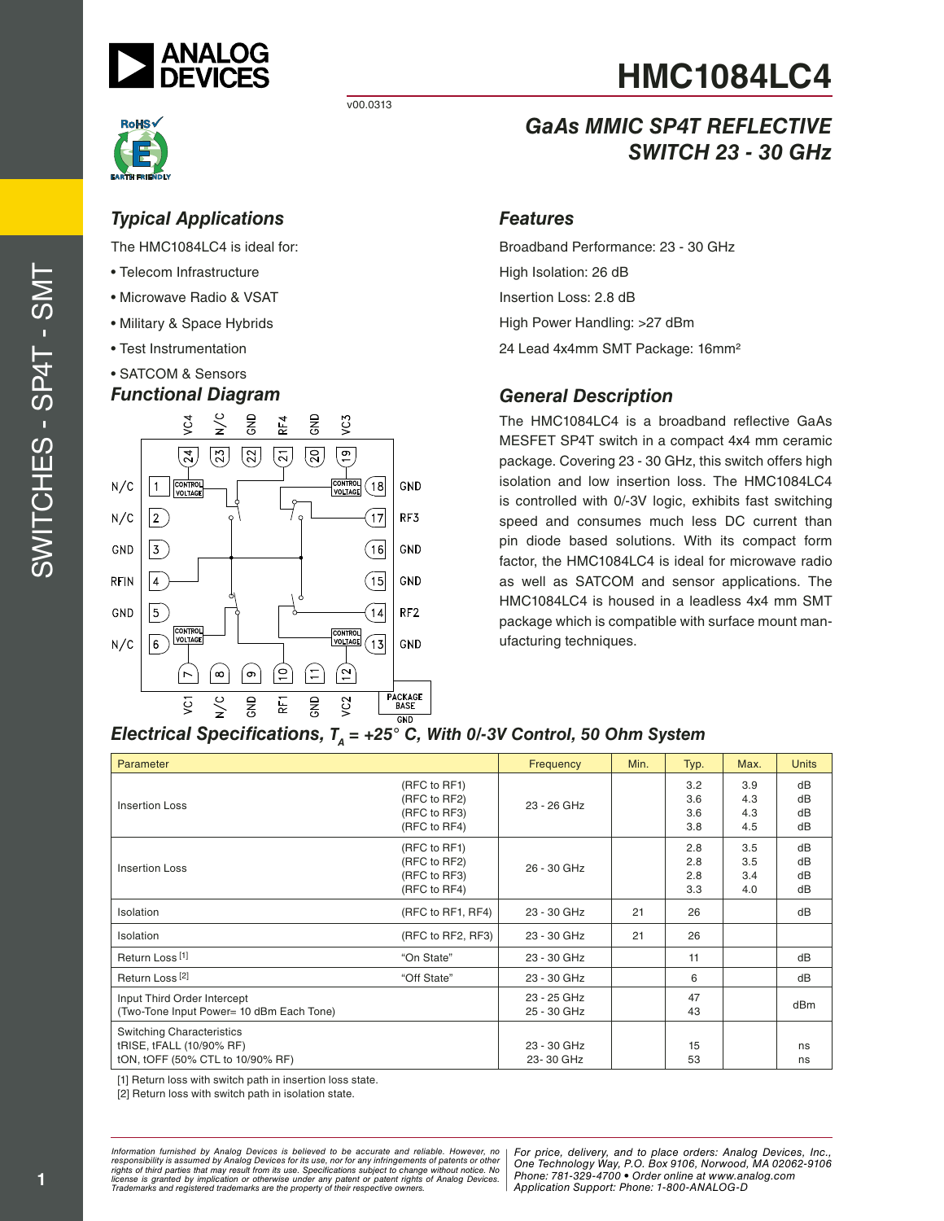# HMC1084LC4

v00.0313

## *GaAs MMIC SP4T REFLECTIVE SWITCH 23 - 30 GHz*

### *Typical Applications*

The HMC1084LC4 is ideal for:

- Telecom Infrastructure
- Microwave Radio & VSAT
- Military & Space Hybrids
- Test Instrumentation
- SATCOM & Sensors

### *Features*

Broadband Performance: 23 - 30 GHz

High Isolation: 26 dB

Insertion Loss: 2.8 dB

High Power Handling: >27 dBm

24 Lead 4x4mm SMT Package: 16mm²

### *Functional Diagram*

### *General Description*

The HMC1084LC4 is a broadband reflective GaAs MESFET SP4T switch in a compact 4x4 mm ceramic package. Covering 23 - 30 GHz, this switch offers high isolation and low insertion loss. The HMC1084LC4 is controlled with 0/-3V logic, exhibits fast switching speed and consumes much less DC current than pin diode based solutions. With its compact form factor, the HMC1084LC4 is ideal for microwave radio as well as SATCOM and sensor applications. The HMC1084LC4 is housed in a leadless 4x4 mm SMT package which is compatible with surface mount manufacturing techniques.

### *Electrical Specifications, $T_A$ = +25° C, With 0/-3V Control, 50 Ohm System*

| Parameter | | Frequency | Min. | Typ. | Max. | Units |
|---|---|---|---|---|---|---|
| Insertion Loss | (RFC to RF1)<br>(RFC to RF2)<br>(RFC to RF3)<br>(RFC to RF4) | 23 - 26 GHz | | 3.2<br>3.6<br>3.6<br>3.8 | 3.9<br>4.3<br>4.3<br>4.5 | dB<br>dB<br>dB<br>dB |
| Insertion Loss | (RFC to RF1)<br>(RFC to RF2)<br>(RFC to RF3)<br>(RFC to RF4) | 26 - 30 GHz | | 2.8<br>2.8<br>2.8<br>3.3 | 3.5<br>3.5<br>3.4<br>4.0 | dB<br>dB<br>dB<br>dB |
| Isolation | (RFC to RF1, RF4) | 23 - 30 GHz | 21 | 26 | | dB |
| Isolation | (RFC to RF2, RF3) | 23 - 30 GHz | 21 | 26 | | |
| Return Loss [1] | "On State" | 23 - 30 GHz | | 11 | | dB |
| Return Loss [2] | "Off State" | 23 - 30 GHz | | 6 | | dB |
| Input Third Order Intercept<br>(Two-Tone Input Power= 10 dBm Each Tone) | | 23 - 25 GHz<br>25 - 30 GHz | | 47<br>43 | | dBm |
| Switching Characteristics<br>tRISE, tFALL (10/90% RF)<br>tON, tOFF (50% CTL to 10/90% RF) | | <br>23 - 30 GHz<br>23- 30 GHz | | <br>15<br>53 | | <br>ns<br>ns |

[1] Return loss with switch path in insertion loss state.

[2] Return loss with switch path in isolation state.

*Information furnished by Analog Devices is believed to be accurate and reliable. However, no responsibility is assumed by Analog Devices for its use, nor for any infringements of patents or other rights of third parties that may result from its use. Specifications subject to change without notice. No license is granted by implication or otherwise under any patent or patent rights of Analog Devices. Trademarks and registered trademarks are the property of their respective owners.*

*For price, delivery, and to place orders: Analog Devices, Inc., One Technology Way, P.O. Box 9106, Norwood, MA 02062-9106 Phone: 781-329-4700 • Order online at www.analog.com Application Support: Phone: 1-800-ANALOG-D*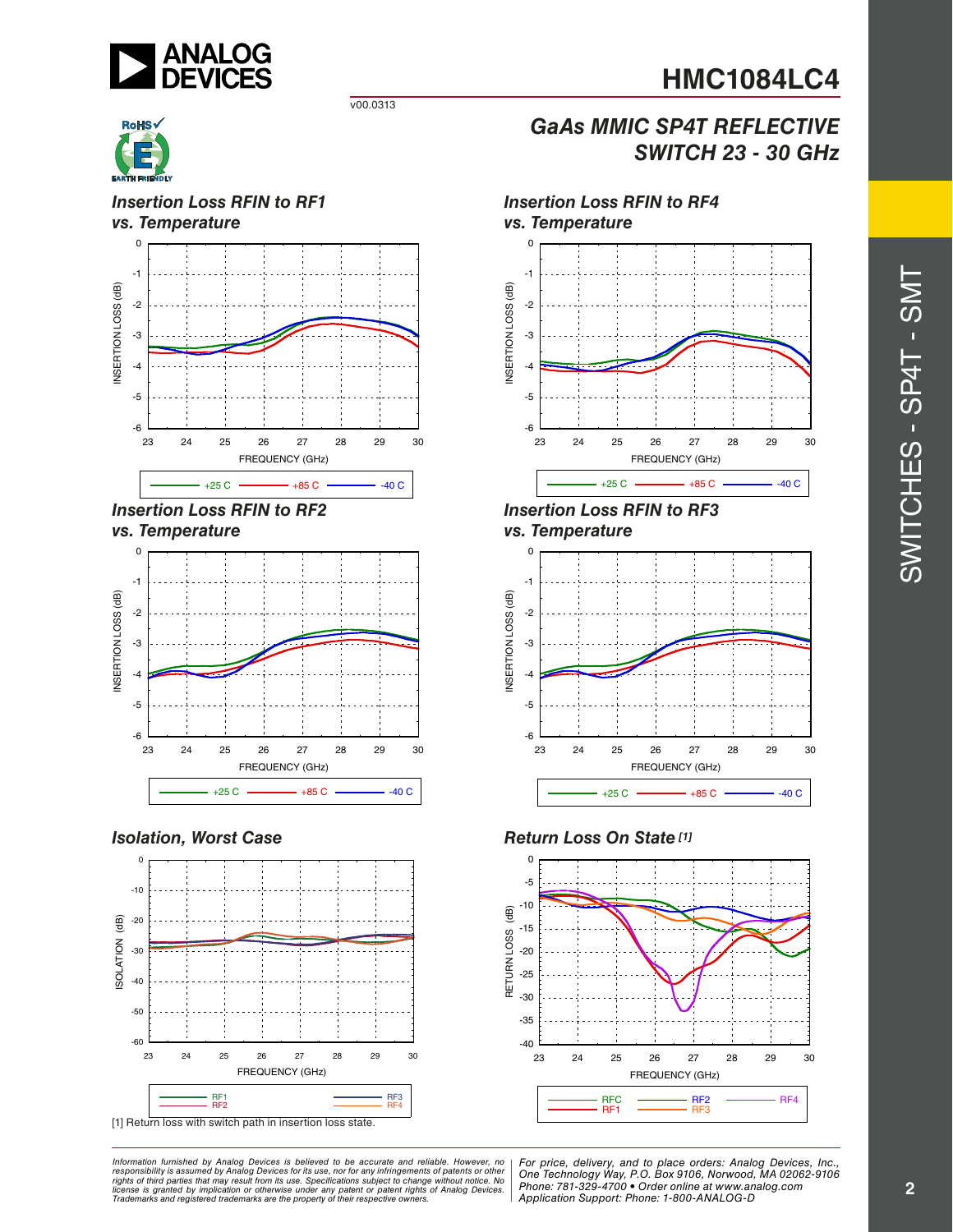## Insertion Loss RFIN to RF1 vs. Temperature

## Insertion Loss RFIN to RF4 vs. Temperature

## Insertion Loss RFIN to RF2 vs. Temperature

## Insertion Loss RFIN to RF3 vs. Temperature

## Isolation, Worst Case

## Return Loss On State [1]

[1] Return loss with switch path in insertion loss state.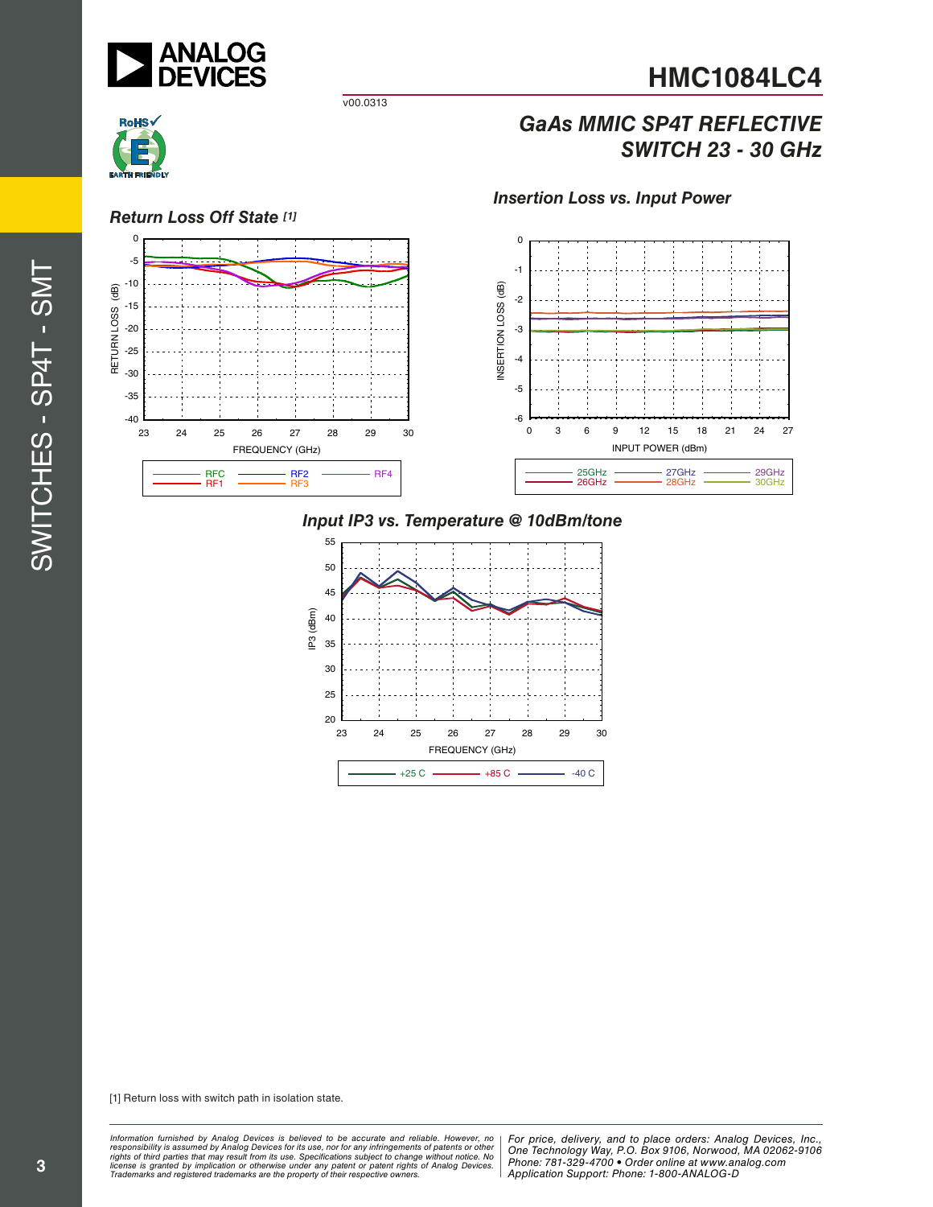### Return Loss Off State [1]

RETURN LOSS (dB) vs. FREQUENCY (GHz)

RFC, RF1, RF2, RF3, RF4

### Insertion Loss vs. Input Power

INSERTION LOSS (dB) vs. INPUT POWER (dBm)

25GHz, 26GHz, 27GHz, 28GHz, 29GHz, 30GHz

### Input IP3 vs. Temperature @ 10dBm/tone

IP3 (dBm) vs. FREQUENCY (GHz)

+25 C, +85 C, -40 C

[1] Return loss with switch path in isolation state.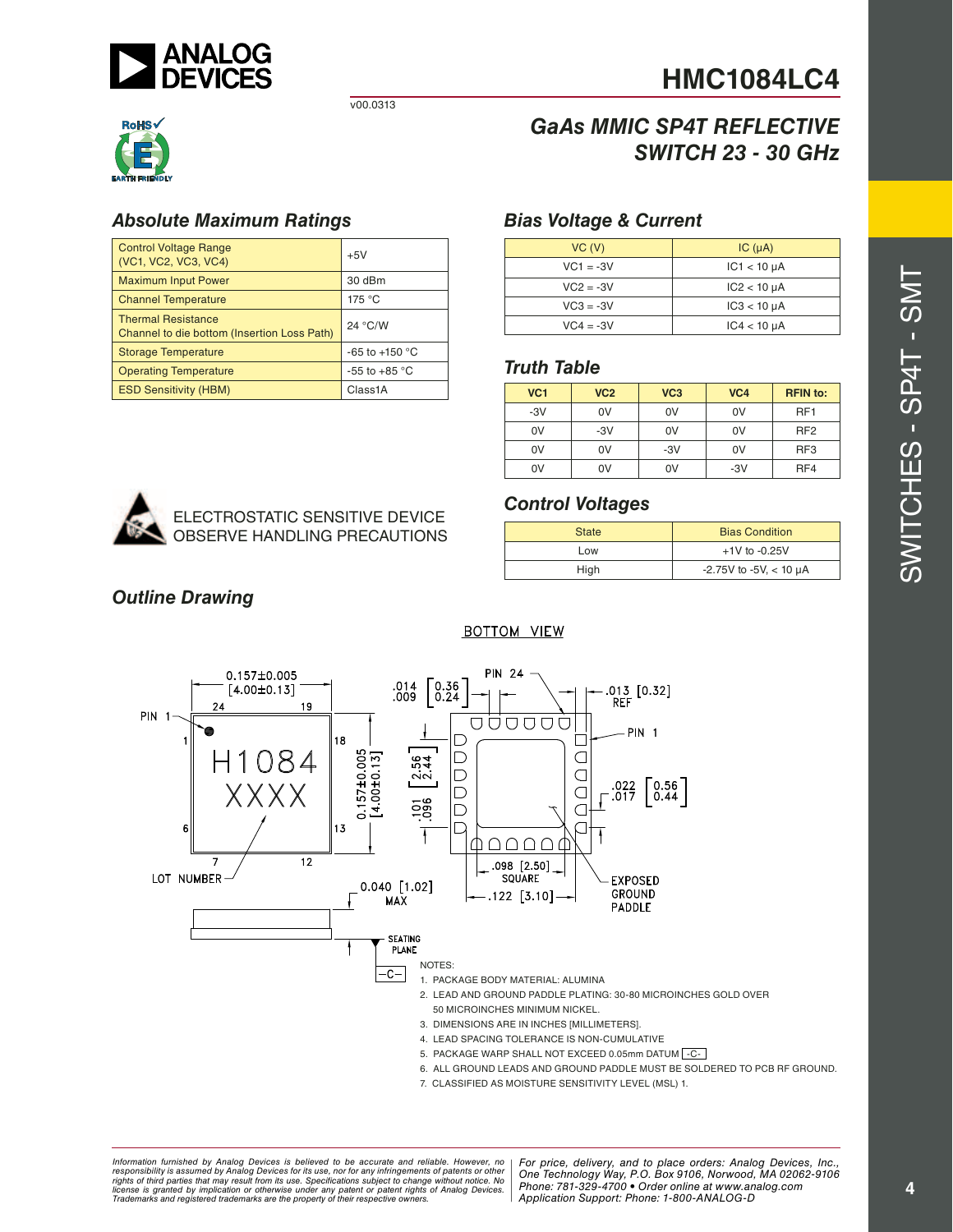# HMC1084LC4

v00.0313

## GaAs MMIC SP4T REFLECTIVE SWITCH 23 - 30 GHz

### Absolute Maximum Ratings

| Parameter | Rating |
|---|---|
| Control Voltage Range (VC1, VC2, VC3, VC4) | +5V |
| Maximum Input Power | 30 dBm |
| Channel Temperature | 175 °C |
| Thermal Resistance Channel to die bottom (Insertion Loss Path) | 24 °C/W |
| Storage Temperature | -65 to +150 °C |
| Operating Temperature | -55 to +85 °C |
| ESD Sensitivity (HBM) | Class1A |

ELECTROSTATIC SENSITIVE DEVICE
OBSERVE HANDLING PRECAUTIONS

### Bias Voltage & Current

| VC (V) | IC (µA) |
|---|---|
| VC1 = -3V | IC1 < 10 µA |
| VC2 = -3V | IC2 < 10 µA |
| VC3 = -3V | IC3 < 10 µA |
| VC4 = -3V | IC4 < 10 µA |

### Truth Table

| VC1 | VC2 | VC3 | VC4 | RFIN to: |
|---|---|---|---|---|
| -3V | 0V | 0V | 0V | RF1 |
| 0V | -3V | 0V | 0V | RF2 |
| 0V | 0V | -3V | 0V | RF3 |
| 0V | 0V | 0V | -3V | RF4 |

### Control Voltages

| State | Bias Condition |
|---|---|
| Low | +1V to -0.25V |
| High | -2.75V to -5V, < 10 µA |

### Outline Drawing

BOTTOM VIEW

NOTES:

1. PACKAGE BODY MATERIAL: ALUMINA
2. LEAD AND GROUND PADDLE PLATING: 30-80 MICROINCHES GOLD OVER 50 MICROINCHES MINIMUM NICKEL.
3. DIMENSIONS ARE IN INCHES [MILLIMETERS].
4. LEAD SPACING TOLERANCE IS NON-CUMULATIVE
5. PACKAGE WARP SHALL NOT EXCEED 0.05mm DATUM -C-
6. ALL GROUND LEADS AND GROUND PADDLE MUST BE SOLDERED TO PCB RF GROUND.
7. CLASSIFIED AS MOISTURE SENSITIVITY LEVEL (MSL) 1.

*Information furnished by Analog Devices is believed to be accurate and reliable. However, no responsibility is assumed by Analog Devices for its use, nor for any infringements of patents or other rights of third parties that may result from its use. Specifications subject to change without notice. No license is granted by implication or otherwise under any patent or patent rights of Analog Devices. Trademarks and registered trademarks are the property of their respective owners.*

*For price, delivery, and to place orders: Analog Devices, Inc., One Technology Way, P.O. Box 9106, Norwood, MA 02062-9106 Phone: 781-329-4700 • Order online at www.analog.com Application Support: Phone: 1-800-ANALOG-D*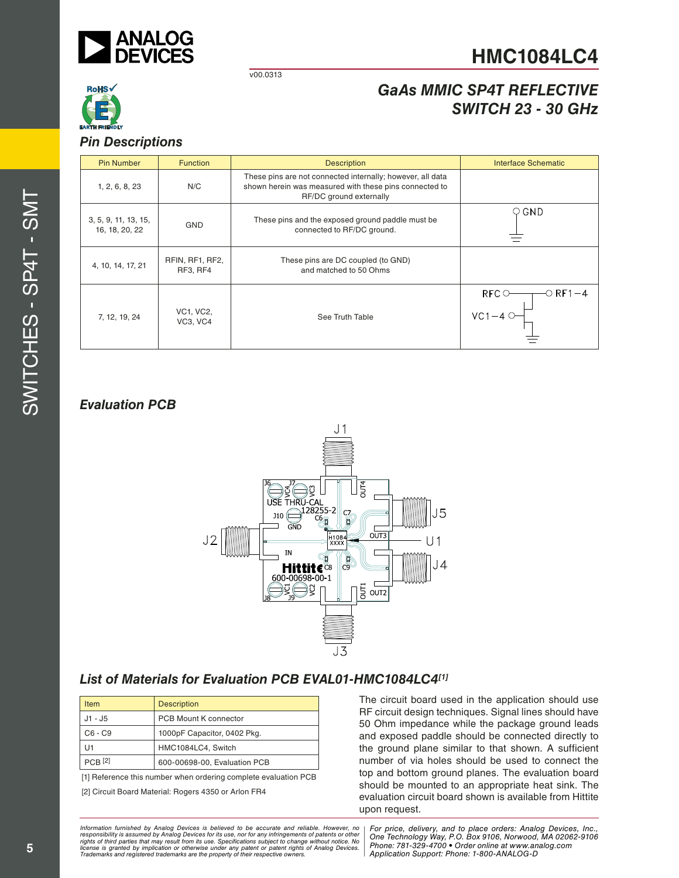# HMC1084LC4

v00.0313

## GaAs MMIC SP4T REFLECTIVE SWITCH 23 - 30 GHz

### Pin Descriptions

| Pin Number | Function | Description | Interface Schematic |
|---|---|---|---|
| 1, 2, 6, 8, 23 | N/C | These pins are not connected internally; however, all data shown herein was measured with these pins connected to RF/DC ground externally | |
| 3, 5, 9, 11, 13, 15, 16, 18, 20, 22 | GND | These pins and the exposed ground paddle must be connected to RF/DC ground. | GND |
| 4, 10, 14, 17, 21 | RFIN, RF1, RF2, RF3, RF4 | These pins are DC coupled (to GND) and matched to 50 Ohms | |
| 7, 12, 19, 24 | VC1, VC2, VC3, VC4 | See Truth Table | RFC, RF1−4, VC1−4 |

### Evaluation PCB

### List of Materials for Evaluation PCB EVAL01-HMC1084LC4[1]

| Item | Description |
|---|---|
| J1 - J5 | PCB Mount K connector |
| C6 - C9 | 1000pF Capacitor, 0402 Pkg. |
| U1 | HMC1084LC4, Switch |
| PCB [2] | 600-00698-00, Evaluation PCB |

[1] Reference this number when ordering complete evaluation PCB

[2] Circuit Board Material: Rogers 4350 or Arlon FR4

The circuit board used in the application should use RF circuit design techniques. Signal lines should have 50 Ohm impedance while the package ground leads and exposed paddle should be connected directly to the ground plane similar to that shown. A sufficient number of via holes should be used to connect the top and bottom ground planes. The evaluation board should be mounted to an appropriate heat sink. The evaluation circuit board shown is available from Hittite upon request.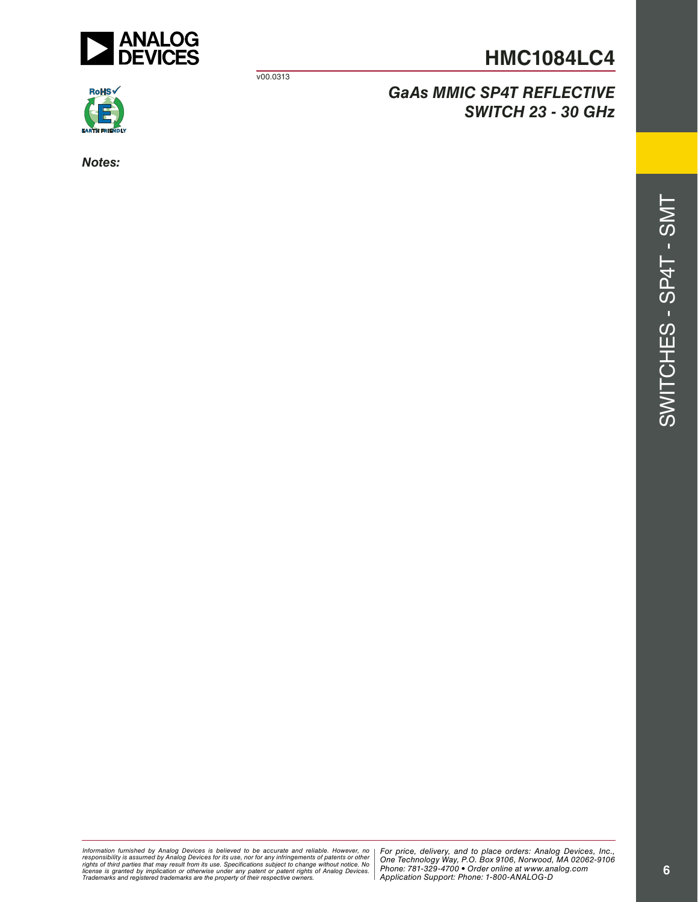*Notes:*